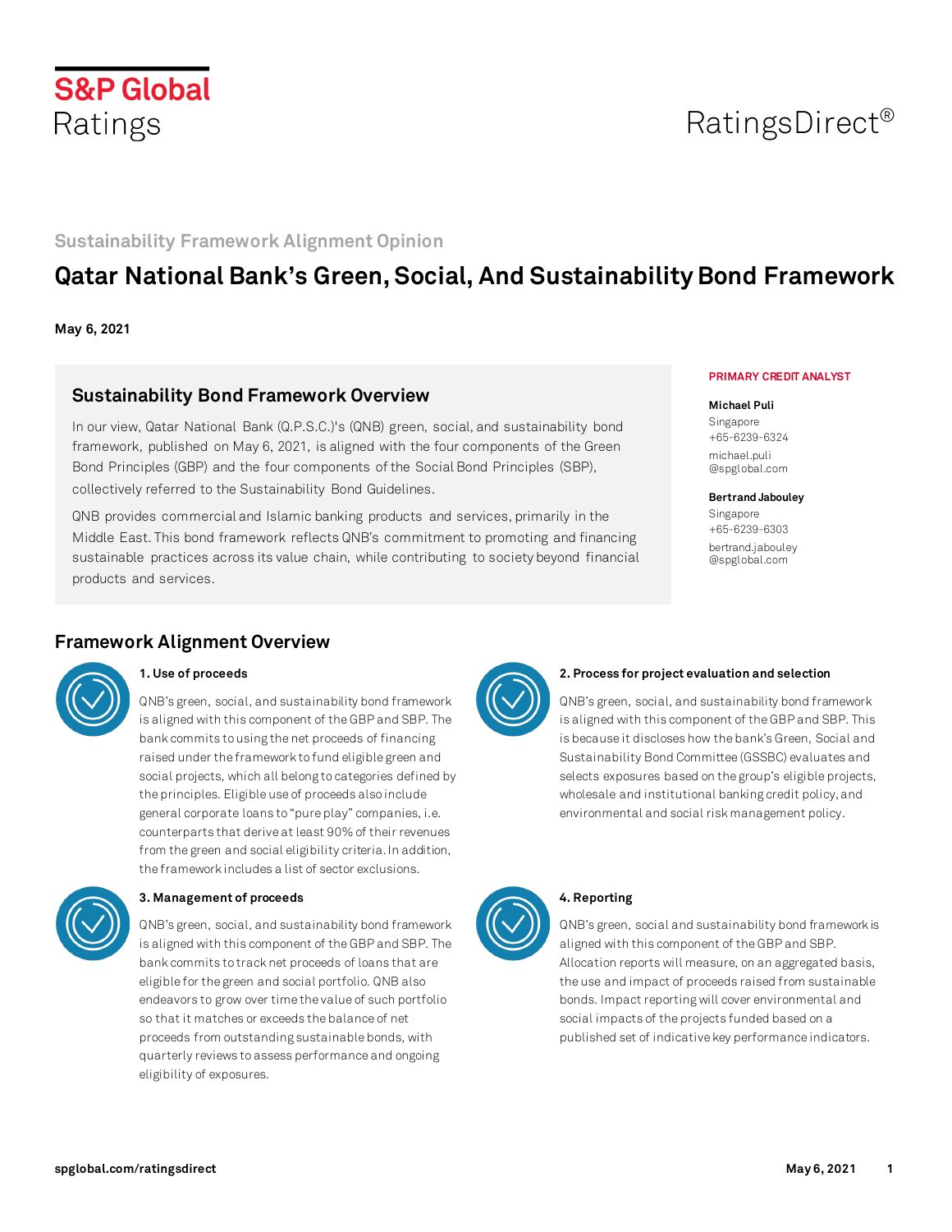S&P Global Ratings

RatingsDirect®

Sustainability Framework Alignment Opinion

# Qatar National Bank's Green, Social, And Sustainability Bond Framework

**May 6, 2021**

## Sustainability Bond Framework Overview

In our view, Qatar National Bank (Q.P.S.C.)'s (QNB) green, social, and sustainability bond framework, published on May 6, 2021, is aligned with the four components of the Green Bond Principles (GBP) and the four components of the Social Bond Principles (SBP), collectively referred to the Sustainability Bond Guidelines.

QNB provides commercial and Islamic banking products and services, primarily in the Middle East. This bond framework reflects QNB's commitment to promoting and financing sustainable practices across its value chain, while contributing to society beyond financial products and services.

PRIMARY CREDIT ANALYST

**Michael Puli**
Singapore
+65-6239-6324
michael.puli@spglobal.com

**Bertrand Jabouley**
Singapore
+65-6239-6303
bertrand.jabouley@spglobal.com

## Framework Alignment Overview

### 1. Use of proceeds

QNB's green, social, and sustainability bond framework is aligned with this component of the GBP and SBP. The bank commits to using the net proceeds of financing raised under the framework to fund eligible green and social projects, which all belong to categories defined by the principles. Eligible use of proceeds also include general corporate loans to "pure play" companies, i.e. counterparts that derive at least 90% of their revenues from the green and social eligibility criteria. In addition, the framework includes a list of sector exclusions.

### 2. Process for project evaluation and selection

QNB's green, social, and sustainability bond framework is aligned with this component of the GBP and SBP. This is because it discloses how the bank's Green, Social and Sustainability Bond Committee (GSSBC) evaluates and selects exposures based on the group's eligible projects, wholesale and institutional banking credit policy, and environmental and social risk management policy.

### 3. Management of proceeds

QNB's green, social, and sustainability bond framework is aligned with this component of the GBP and SBP. The bank commits to track net proceeds of loans that are eligible for the green and social portfolio. QNB also endeavors to grow over time the value of such portfolio so that it matches or exceeds the balance of net proceeds from outstanding sustainable bonds, with quarterly reviews to assess performance and ongoing eligibility of exposures.

### 4. Reporting

QNB's green, social and sustainability bond framework is aligned with this component of the GBP and SBP. Allocation reports will measure, on an aggregated basis, the use and impact of proceeds raised from sustainable bonds. Impact reporting will cover environmental and social impacts of the projects funded based on a published set of indicative key performance indicators.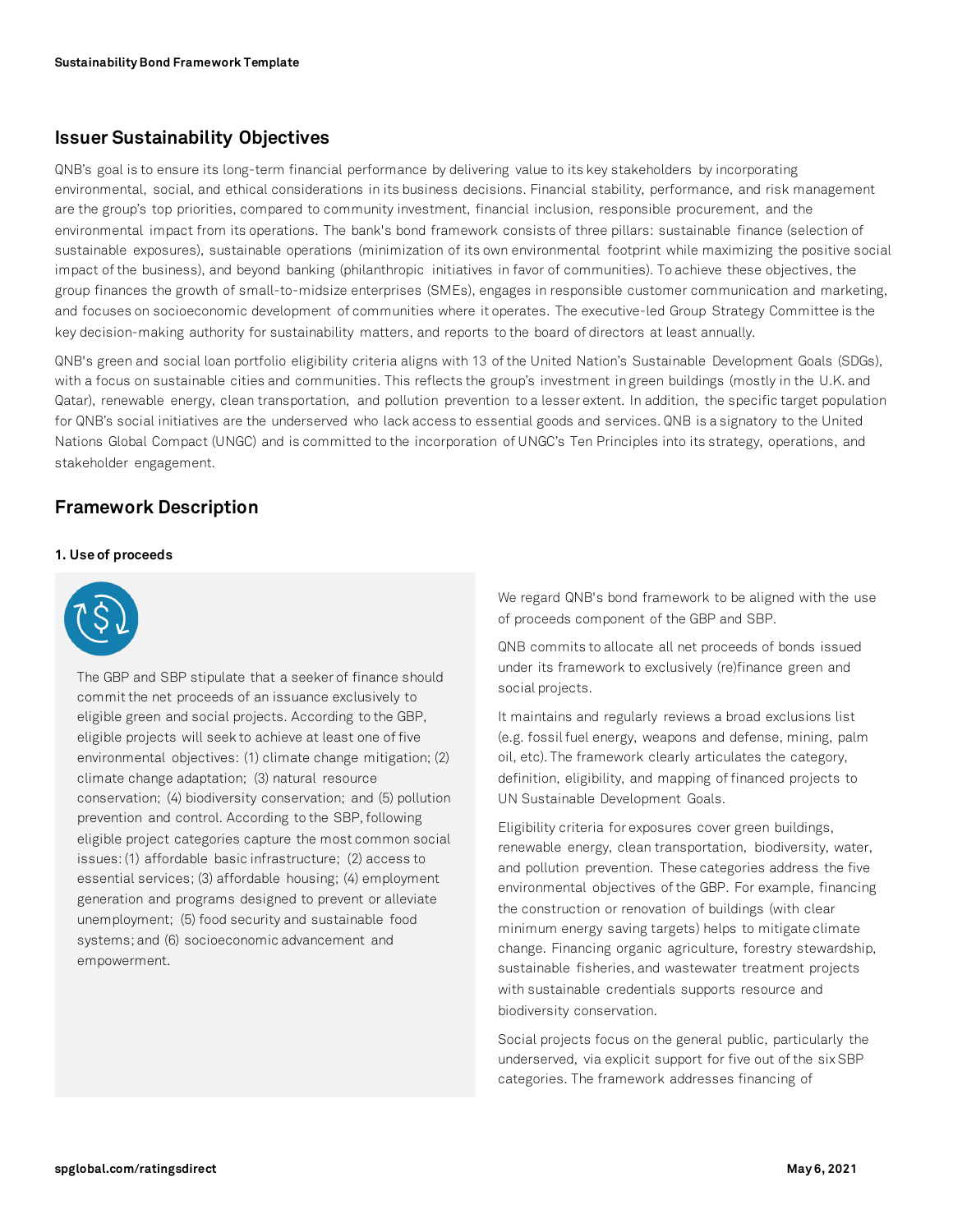## Issuer Sustainability Objectives

QNB's goal is to ensure its long-term financial performance by delivering value to its key stakeholders by incorporating environmental, social, and ethical considerations in its business decisions. Financial stability, performance, and risk management are the group's top priorities, compared to community investment, financial inclusion, responsible procurement, and the environmental impact from its operations. The bank's bond framework consists of three pillars: sustainable finance (selection of sustainable exposures), sustainable operations (minimization of its own environmental footprint while maximizing the positive social impact of the business), and beyond banking (philanthropic initiatives in favor of communities). To achieve these objectives, the group finances the growth of small-to-midsize enterprises (SMEs), engages in responsible customer communication and marketing, and focuses on socioeconomic development of communities where it operates. The executive-led Group Strategy Committee is the key decision-making authority for sustainability matters, and reports to the board of directors at least annually.

QNB's green and social loan portfolio eligibility criteria aligns with 13 of the United Nation's Sustainable Development Goals (SDGs), with a focus on sustainable cities and communities. This reflects the group's investment in green buildings (mostly in the U.K. and Qatar), renewable energy, clean transportation, and pollution prevention to a lesser extent. In addition, the specific target population for QNB's social initiatives are the underserved who lack access to essential goods and services. QNB is a signatory to the United Nations Global Compact (UNGC) and is committed to the incorporation of UNGC's Ten Principles into its strategy, operations, and stakeholder engagement.

## Framework Description

### 1. Use of proceeds

The GBP and SBP stipulate that a seeker of finance should commit the net proceeds of an issuance exclusively to eligible green and social projects. According to the GBP, eligible projects will seek to achieve at least one of five environmental objectives: (1) climate change mitigation; (2) climate change adaptation; (3) natural resource conservation; (4) biodiversity conservation; and (5) pollution prevention and control. According to the SBP, following eligible project categories capture the most common social issues: (1) affordable basic infrastructure; (2) access to essential services; (3) affordable housing; (4) employment generation and programs designed to prevent or alleviate unemployment; (5) food security and sustainable food systems; and (6) socioeconomic advancement and empowerment.

We regard QNB's bond framework to be aligned with the use of proceeds component of the GBP and SBP.

QNB commits to allocate all net proceeds of bonds issued under its framework to exclusively (re)finance green and social projects.

It maintains and regularly reviews a broad exclusions list (e.g. fossil fuel energy, weapons and defense, mining, palm oil, etc). The framework clearly articulates the category, definition, eligibility, and mapping of financed projects to UN Sustainable Development Goals.

Eligibility criteria for exposures cover green buildings, renewable energy, clean transportation, biodiversity, water, and pollution prevention. These categories address the five environmental objectives of the GBP. For example, financing the construction or renovation of buildings (with clear minimum energy saving targets) helps to mitigate climate change. Financing organic agriculture, forestry stewardship, sustainable fisheries, and wastewater treatment projects with sustainable credentials supports resource and biodiversity conservation.

Social projects focus on the general public, particularly the underserved, via explicit support for five out of the six SBP categories. The framework addresses financing of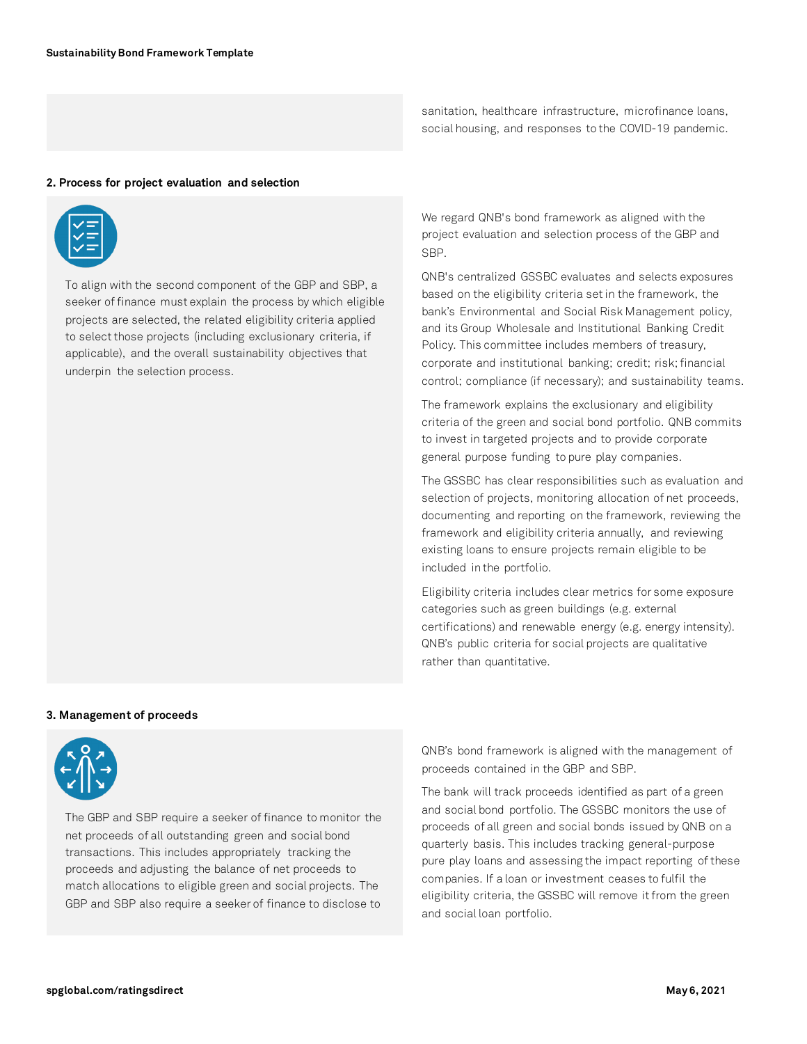sanitation, healthcare infrastructure, microfinance loans, social housing, and responses to the COVID-19 pandemic.

### 2. Process for project evaluation and selection

To align with the second component of the GBP and SBP, a seeker of finance must explain the process by which eligible projects are selected, the related eligibility criteria applied to select those projects (including exclusionary criteria, if applicable), and the overall sustainability objectives that underpin the selection process.

We regard QNB's bond framework as aligned with the project evaluation and selection process of the GBP and SBP.

QNB's centralized GSSBC evaluates and selects exposures based on the eligibility criteria set in the framework, the bank's Environmental and Social Risk Management policy, and its Group Wholesale and Institutional Banking Credit Policy. This committee includes members of treasury, corporate and institutional banking; credit; risk; financial control; compliance (if necessary); and sustainability teams.

The framework explains the exclusionary and eligibility criteria of the green and social bond portfolio. QNB commits to invest in targeted projects and to provide corporate general purpose funding to pure play companies.

The GSSBC has clear responsibilities such as evaluation and selection of projects, monitoring allocation of net proceeds, documenting and reporting on the framework, reviewing the framework and eligibility criteria annually, and reviewing existing loans to ensure projects remain eligible to be included in the portfolio.

Eligibility criteria includes clear metrics for some exposure categories such as green buildings (e.g. external certifications) and renewable energy (e.g. energy intensity). QNB's public criteria for social projects are qualitative rather than quantitative.

### 3. Management of proceeds

The GBP and SBP require a seeker of finance to monitor the net proceeds of all outstanding green and social bond transactions. This includes appropriately tracking the proceeds and adjusting the balance of net proceeds to match allocations to eligible green and social projects. The GBP and SBP also require a seeker of finance to disclose to

QNB's bond framework is aligned with the management of proceeds contained in the GBP and SBP.

The bank will track proceeds identified as part of a green and social bond portfolio. The GSSBC monitors the use of proceeds of all green and social bonds issued by QNB on a quarterly basis. This includes tracking general-purpose pure play loans and assessing the impact reporting of these companies. If a loan or investment ceases to fulfil the eligibility criteria, the GSSBC will remove it from the green and social loan portfolio.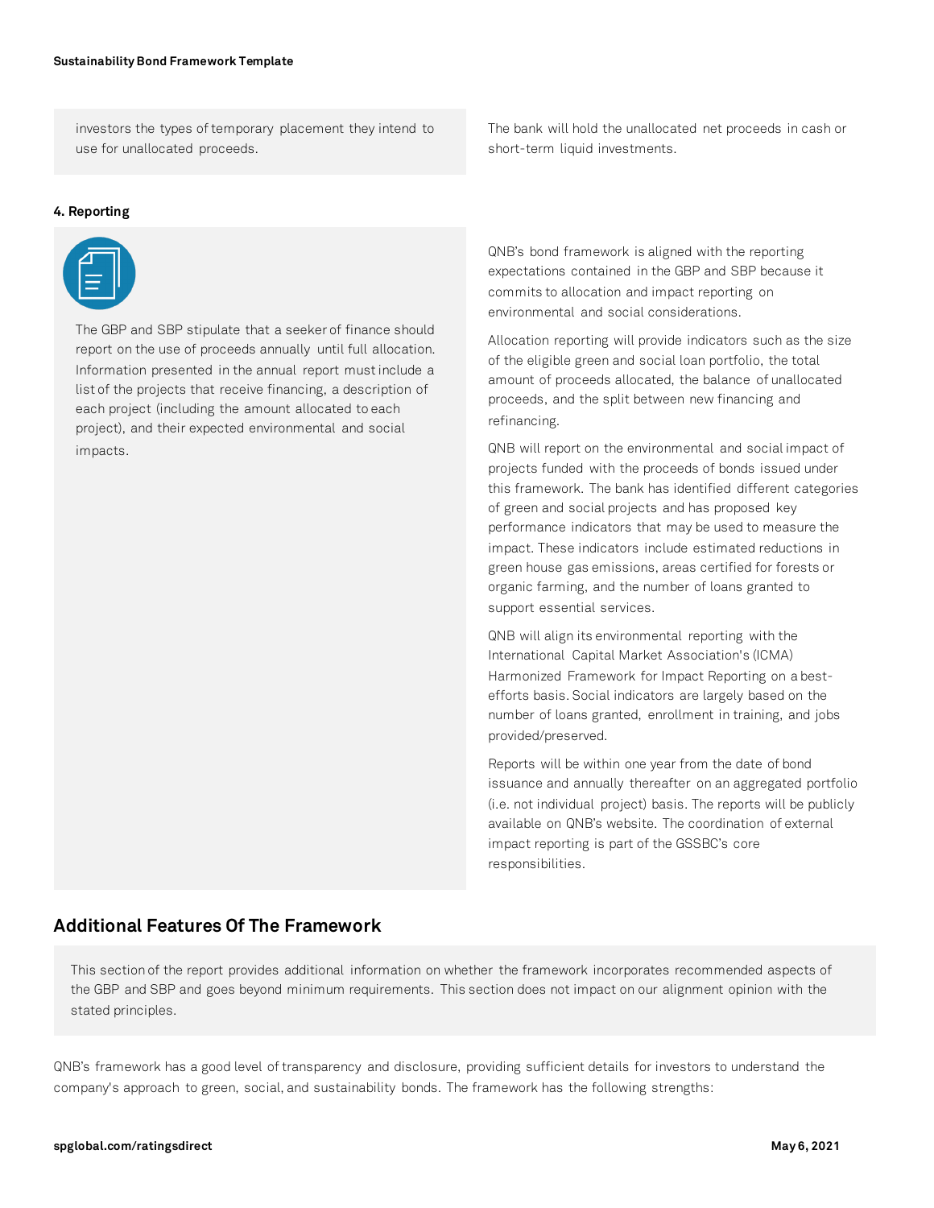investors the types of temporary placement they intend to use for unallocated proceeds.

The bank will hold the unallocated net proceeds in cash or short-term liquid investments.

**4. Reporting**

The GBP and SBP stipulate that a seeker of finance should report on the use of proceeds annually until full allocation. Information presented in the annual report must include a list of the projects that receive financing, a description of each project (including the amount allocated to each project), and their expected environmental and social impacts.

QNB's bond framework is aligned with the reporting expectations contained in the GBP and SBP because it commits to allocation and impact reporting on environmental and social considerations.

Allocation reporting will provide indicators such as the size of the eligible green and social loan portfolio, the total amount of proceeds allocated, the balance of unallocated proceeds, and the split between new financing and refinancing.

QNB will report on the environmental and social impact of projects funded with the proceeds of bonds issued under this framework. The bank has identified different categories of green and social projects and has proposed key performance indicators that may be used to measure the impact. These indicators include estimated reductions in green house gas emissions, areas certified for forests or organic farming, and the number of loans granted to support essential services.

QNB will align its environmental reporting with the International Capital Market Association's (ICMA) Harmonized Framework for Impact Reporting on a best-efforts basis. Social indicators are largely based on the number of loans granted, enrollment in training, and jobs provided/preserved.

Reports will be within one year from the date of bond issuance and annually thereafter on an aggregated portfolio (i.e. not individual project) basis. The reports will be publicly available on QNB's website. The coordination of external impact reporting is part of the GSSBC's core responsibilities.

## Additional Features Of The Framework

This section of the report provides additional information on whether the framework incorporates recommended aspects of the GBP and SBP and goes beyond minimum requirements. This section does not impact on our alignment opinion with the stated principles.

QNB's framework has a good level of transparency and disclosure, providing sufficient details for investors to understand the company's approach to green, social, and sustainability bonds. The framework has the following strengths: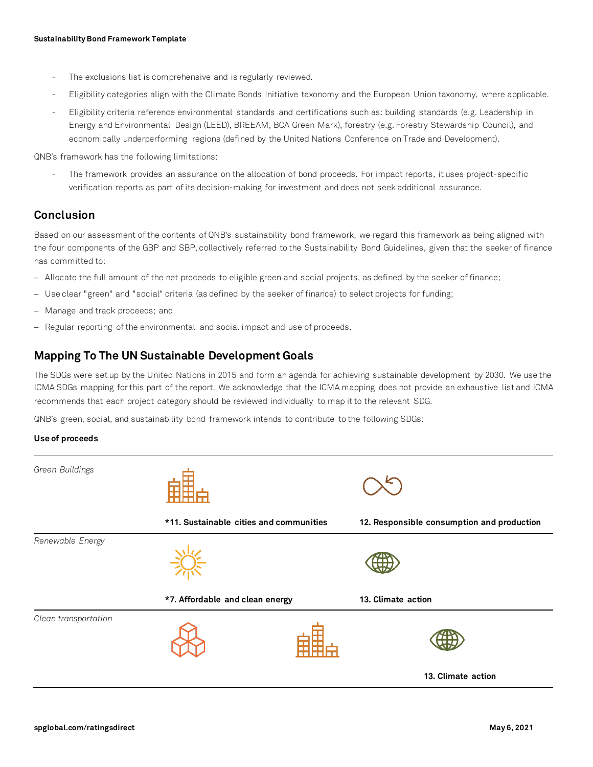- The exclusions list is comprehensive and is regularly reviewed.
- Eligibility categories align with the Climate Bonds Initiative taxonomy and the European Union taxonomy, where applicable.
- Eligibility criteria reference environmental standards and certifications such as: building standards (e.g. Leadership in Energy and Environmental Design (LEED), BREEAM, BCA Green Mark), forestry (e.g. Forestry Stewardship Council), and economically underperforming regions (defined by the United Nations Conference on Trade and Development).

QNB's framework has the following limitations:

- The framework provides an assurance on the allocation of bond proceeds. For impact reports, it uses project-specific verification reports as part of its decision-making for investment and does not seek additional assurance.

## Conclusion

Based on our assessment of the contents of QNB's sustainability bond framework, we regard this framework as being aligned with the four components of the GBP and SBP, collectively referred to the Sustainability Bond Guidelines, given that the seeker of finance has committed to:

- Allocate the full amount of the net proceeds to eligible green and social projects, as defined by the seeker of finance;
- Use clear "green" and "social" criteria (as defined by the seeker of finance) to select projects for funding;
- Manage and track proceeds; and
- Regular reporting of the environmental and social impact and use of proceeds.

## Mapping To The UN Sustainable Development Goals

The SDGs were set up by the United Nations in 2015 and form an agenda for achieving sustainable development by 2030. We use the ICMA SDGs mapping for this part of the report. We acknowledge that the ICMA mapping does not provide an exhaustive list and ICMA recommends that each project category should be reviewed individually to map it to the relevant SDG.

QNB's green, social, and sustainability bond framework intends to contribute to the following SDGs:

**Use of proceeds**

| | | | |
|---|---|---|---|
| *Green Buildings* | **\*11. Sustainable cities and communities** | **12. Responsible consumption and production** | |
| *Renewable Energy* | **\*7. Affordable and clean energy** | **13. Climate action** | |
| *Clean transportation* | | | **13. Climate action** |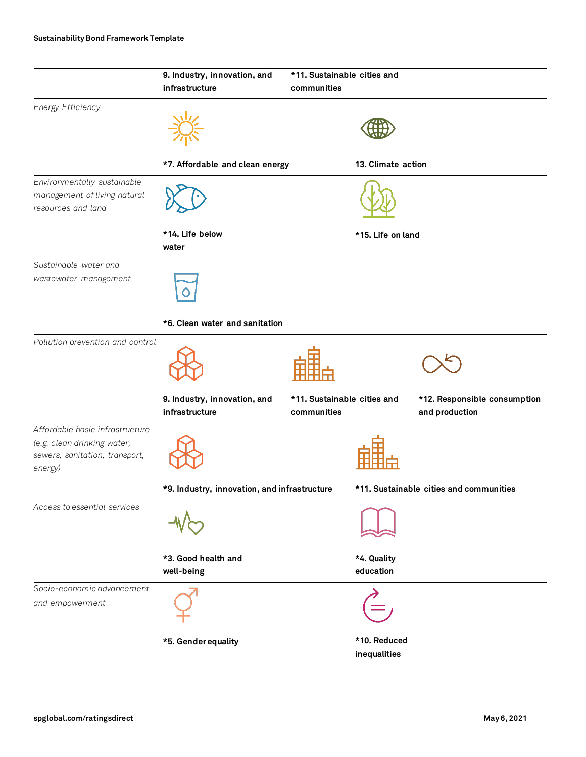| | | | |
|---|---|---|---|
| | 9. Industry, innovation, and infrastructure | *11. Sustainable cities and communities | |
| *Energy Efficiency* | *7. Affordable and clean energy | 13. Climate action | |
| *Environmentally sustainable management of living natural resources and land* | *14. Life below water | *15. Life on land | |
| *Sustainable water and wastewater management* | *6. Clean water and sanitation | | |
| *Pollution prevention and control* | 9. Industry, innovation, and infrastructure | *11. Sustainable cities and communities | *12. Responsible consumption and production |
| *Affordable basic infrastructure (e.g. clean drinking water, sewers, sanitation, transport, energy)* | *9. Industry, innovation, and infrastructure | *11. Sustainable cities and communities | |
| *Access to essential services* | *3. Good health and well-being | *4. Quality education | |
| *Socio-economic advancement and empowerment* | *5. Gender equality | *10. Reduced inequalities | |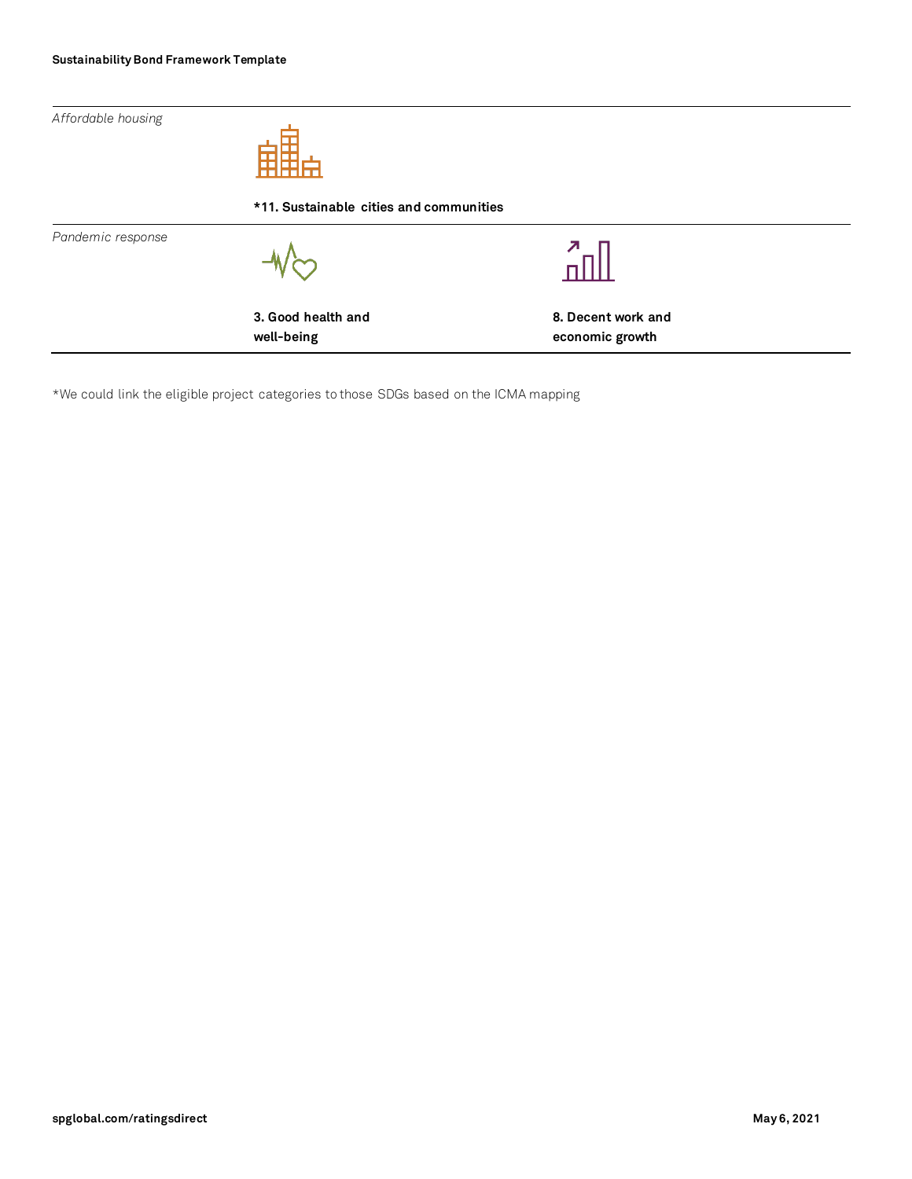| | | |
|---|---|---|
| *Affordable housing* | ***11. Sustainable cities and communities** | |
| *Pandemic response* | **3. Good health and well-being** | **8. Decent work and economic growth** |

*We could link the eligible project categories to those SDGs based on the ICMA mapping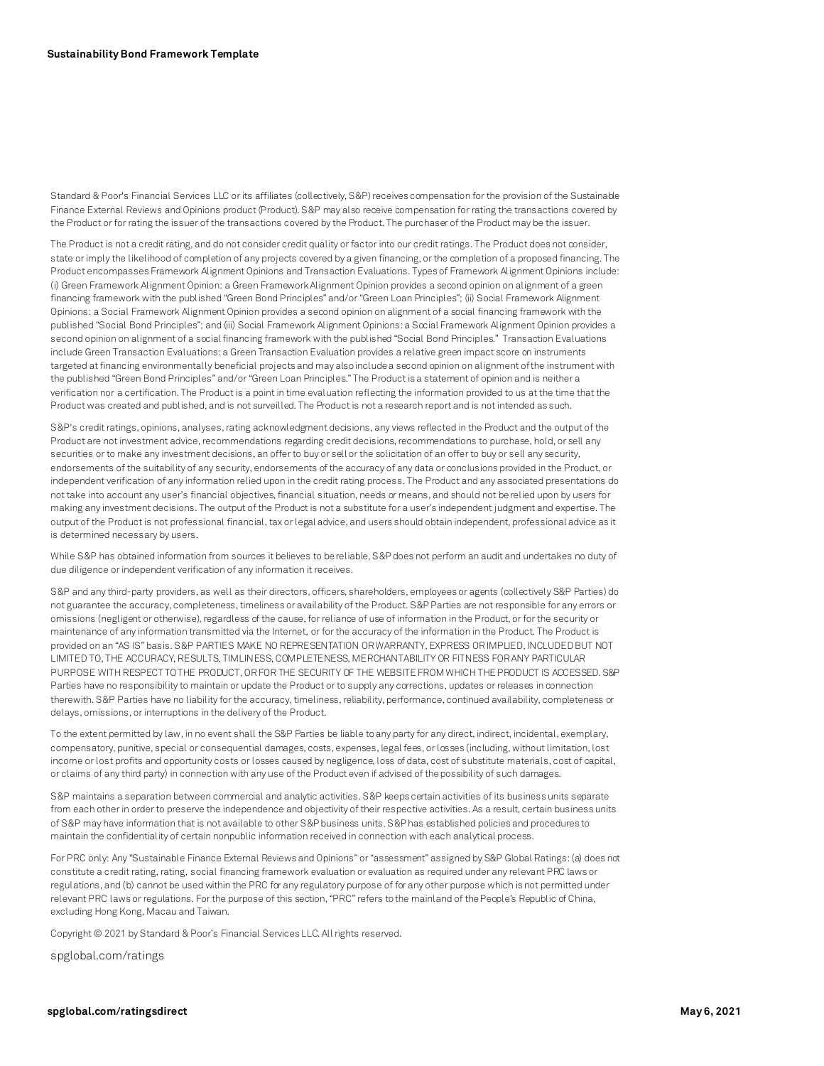Standard & Poor's Financial Services LLC or its affiliates (collectively, S&P) receives compensation for the provision of the Sustainable Finance External Reviews and Opinions product (Product). S&P may also receive compensation for rating the transactions covered by the Product or for rating the issuer of the transactions covered by the Product. The purchaser of the Product may be the issuer.

The Product is not a credit rating, and do not consider credit quality or factor into our credit ratings. The Product does not consider, state or imply the likelihood of completion of any projects covered by a given financing, or the completion of a proposed financing. The Product encompasses Framework Alignment Opinions and Transaction Evaluations. Types of Framework Alignment Opinions include: (i) Green Framework Alignment Opinion: a Green Framework Alignment Opinion provides a second opinion on alignment of a green financing framework with the published "Green Bond Principles" and/or "Green Loan Principles"; (ii) Social Framework Alignment Opinions: a Social Framework Alignment Opinion provides a second opinion on alignment of a social financing framework with the published "Social Bond Principles"; and (iii) Social Framework Alignment Opinions: a Social Framework Alignment Opinion provides a second opinion on alignment of a social financing framework with the published "Social Bond Principles." Transaction Evaluations include Green Transaction Evaluations: a Green Transaction Evaluation provides a relative green impact score on instruments targeted at financing environmentally beneficial projects and may also include a second opinion on alignment of the instrument with the published "Green Bond Principles" and/or "Green Loan Principles." The Product is a statement of opinion and is neither a verification nor a certification. The Product is a point in time evaluation reflecting the information provided to us at the time that the Product was created and published, and is not surveilled. The Product is not a research report and is not intended as such.

S&P's credit ratings, opinions, analyses, rating acknowledgment decisions, any views reflected in the Product and the output of the Product are not investment advice, recommendations regarding credit decisions, recommendations to purchase, hold, or sell any securities or to make any investment decisions, an offer to buy or sell or the solicitation of an offer to buy or sell any security, endorsements of the suitability of any security, endorsements of the accuracy of any data or conclusions provided in the Product, or independent verification of any information relied upon in the credit rating process. The Product and any associated presentations do not take into account any user's financial objectives, financial situation, needs or means, and should not be relied upon by users for making any investment decisions. The output of the Product is not a substitute for a user's independent judgment and expertise. The output of the Product is not professional financial, tax or legal advice, and users should obtain independent, professional advice as it is determined necessary by users.

While S&P has obtained information from sources it believes to be reliable, S&P does not perform an audit and undertakes no duty of due diligence or independent verification of any information it receives.

S&P and any third-party providers, as well as their directors, officers, shareholders, employees or agents (collectively S&P Parties) do not guarantee the accuracy, completeness, timeliness or availability of the Product. S&P Parties are not responsible for any errors or omissions (negligent or otherwise), regardless of the cause, for reliance of use of information in the Product, or for the security or maintenance of any information transmitted via the Internet, or for the accuracy of the information in the Product. The Product is provided on an "AS IS" basis. S&P PARTIES MAKE NO REPRESENTATION OR WARRANTY, EXPRESS OR IMPLIED, INCLUDED BUT NOT LIMITED TO, THE ACCURACY, RESULTS, TIMLINESS, COMPLETENESS, MERCHANTABILITY OR FITNESS FOR ANY PARTICULAR PURPOSE WITH RESPECT TO THE PRODUCT, OR FOR THE SECURITY OF THE WEBSITE FROM WHICH THE PRODUCT IS ACCESSED. S&P Parties have no responsibility to maintain or update the Product or to supply any corrections, updates or releases in connection therewith. S&P Parties have no liability for the accuracy, timeliness, reliability, performance, continued availability, completeness or delays, omissions, or interruptions in the delivery of the Product.

To the extent permitted by law, in no event shall the S&P Parties be liable to any party for any direct, indirect, incidental, exemplary, compensatory, punitive, special or consequential damages, costs, expenses, legal fees, or losses (including, without limitation, lost income or lost profits and opportunity costs or losses caused by negligence, loss of data, cost of substitute materials, cost of capital, or claims of any third party) in connection with any use of the Product even if advised of the possibility of such damages.

S&P maintains a separation between commercial and analytic activities. S&P keeps certain activities of its business units separate from each other in order to preserve the independence and objectivity of their respective activities. As a result, certain business units of S&P may have information that is not available to other S&P business units. S&P has established policies and procedures to maintain the confidentiality of certain nonpublic information received in connection with each analytical process.

For PRC only: Any "Sustainable Finance External Reviews and Opinions" or "assessment" assigned by S&P Global Ratings: (a) does not constitute a credit rating, rating, social financing framework evaluation or evaluation as required under any relevant PRC laws or regulations, and (b) cannot be used within the PRC for any regulatory purpose of for any other purpose which is not permitted under relevant PRC laws or regulations. For the purpose of this section, "PRC" refers to the mainland of the People's Republic of China, excluding Hong Kong, Macau and Taiwan.

Copyright © 2021 by Standard & Poor's Financial Services LLC. All rights reserved.

spglobal.com/ratings